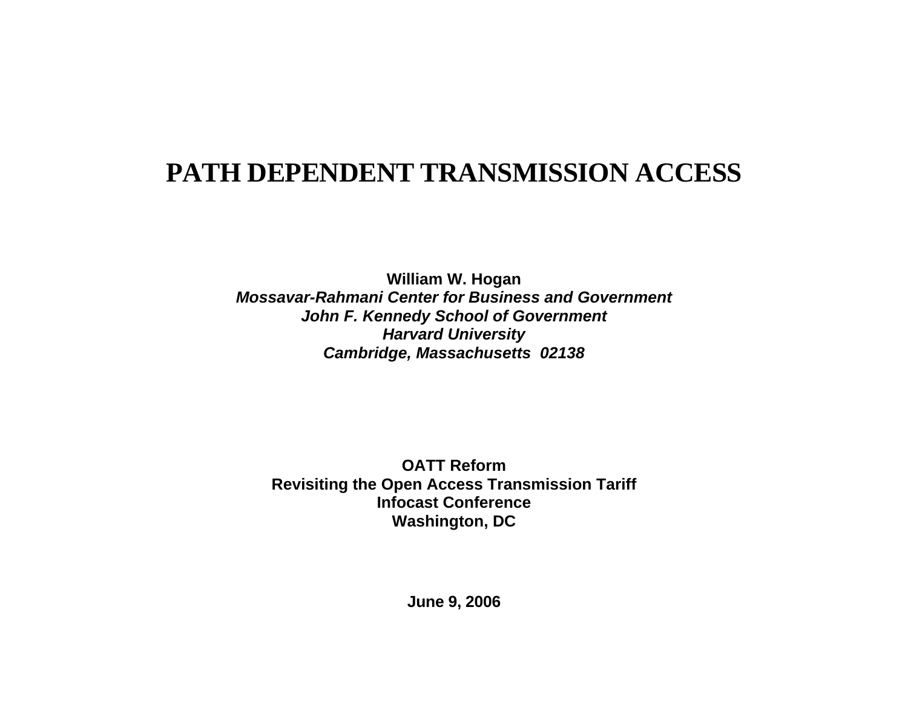# PATH DEPENDENT TRANSMISSION ACCESS

**William W. Hogan**
***Mossavar-Rahmani Center for Business and Government***
***John F. Kennedy School of Government***
***Harvard University***
***Cambridge, Massachusetts 02138***

**OATT Reform**
**Revisiting the Open Access Transmission Tariff**
**Infocast Conference**
**Washington, DC**

**June 9, 2006**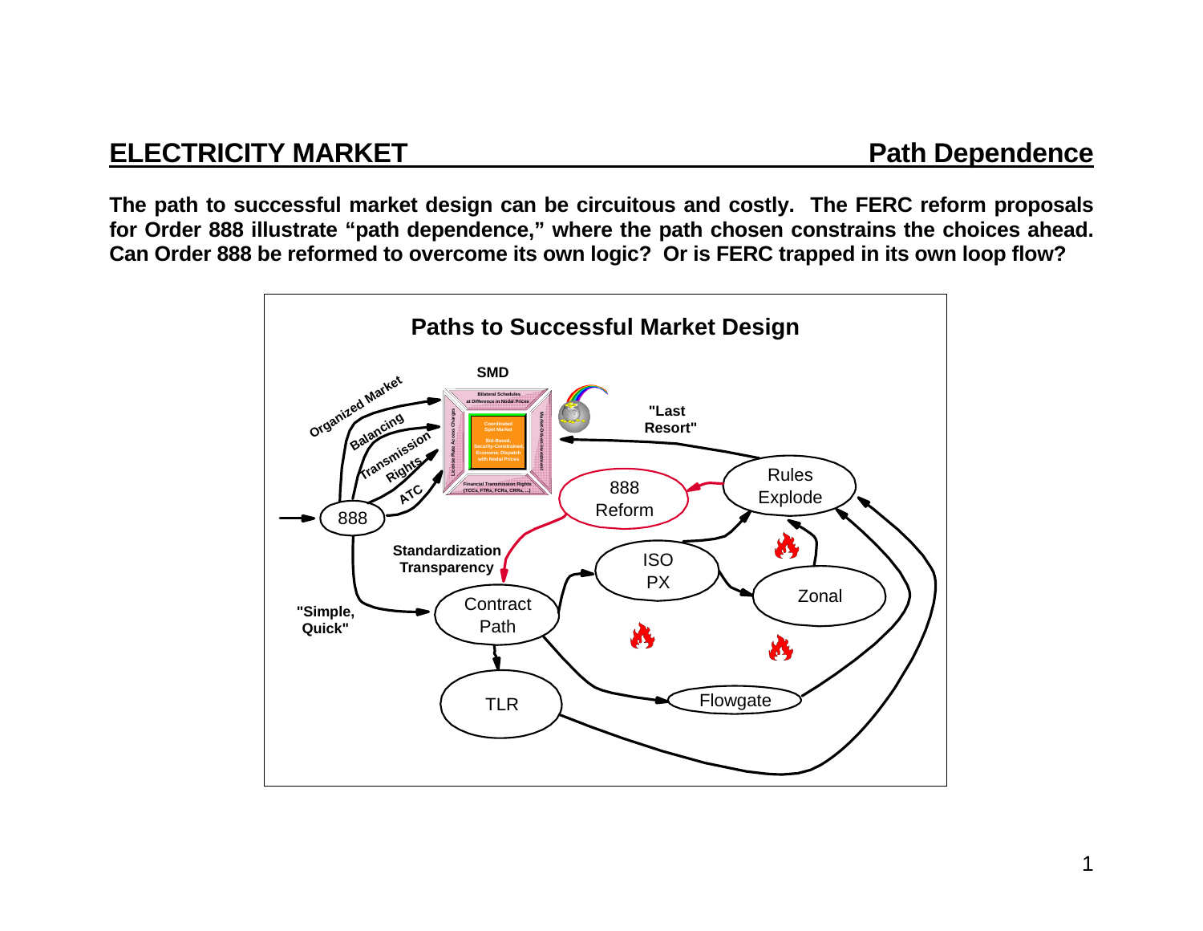## ELECTRICITY MARKET — Path Dependence

**The path to successful market design can be circuitous and costly. The FERC reform proposals for Order 888 illustrate "path dependence," where the path chosen constrains the choices ahead. Can Order 888 be reformed to overcome its own logic? Or is FERC trapped in its own loop flow?**

**Paths to Successful Market Design**

SMD

Organized Market

Balancing

Transmission Rights

ATC

888

"Last Resort"

888 Reform

Rules Explode

Standardization Transparency

ISO PX

Zonal

"Simple, Quick"

Contract Path

TLR

Flowgate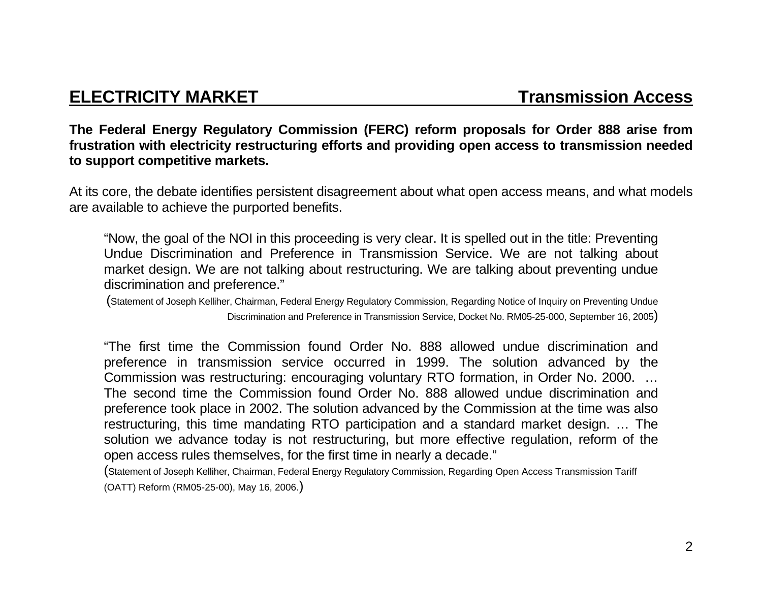## ELECTRICITY MARKET — Transmission Access

**The Federal Energy Regulatory Commission (FERC) reform proposals for Order 888 arise from frustration with electricity restructuring efforts and providing open access to transmission needed to support competitive markets.**

At its core, the debate identifies persistent disagreement about what open access means, and what models are available to achieve the purported benefits.

> "Now, the goal of the NOI in this proceeding is very clear. It is spelled out in the title: Preventing Undue Discrimination and Preference in Transmission Service. We are not talking about market design. We are not talking about restructuring. We are talking about preventing undue discrimination and preference."
>
> (Statement of Joseph Kelliher, Chairman, Federal Energy Regulatory Commission, Regarding Notice of Inquiry on Preventing Undue Discrimination and Preference in Transmission Service, Docket No. RM05-25-000, September 16, 2005)

> "The first time the Commission found Order No. 888 allowed undue discrimination and preference in transmission service occurred in 1999. The solution advanced by the Commission was restructuring: encouraging voluntary RTO formation, in Order No. 2000. … The second time the Commission found Order No. 888 allowed undue discrimination and preference took place in 2002. The solution advanced by the Commission at the time was also restructuring, this time mandating RTO participation and a standard market design. … The solution we advance today is not restructuring, but more effective regulation, reform of the open access rules themselves, for the first time in nearly a decade."
>
> (Statement of Joseph Kelliher, Chairman, Federal Energy Regulatory Commission, Regarding Open Access Transmission Tariff (OATT) Reform (RM05-25-00), May 16, 2006.)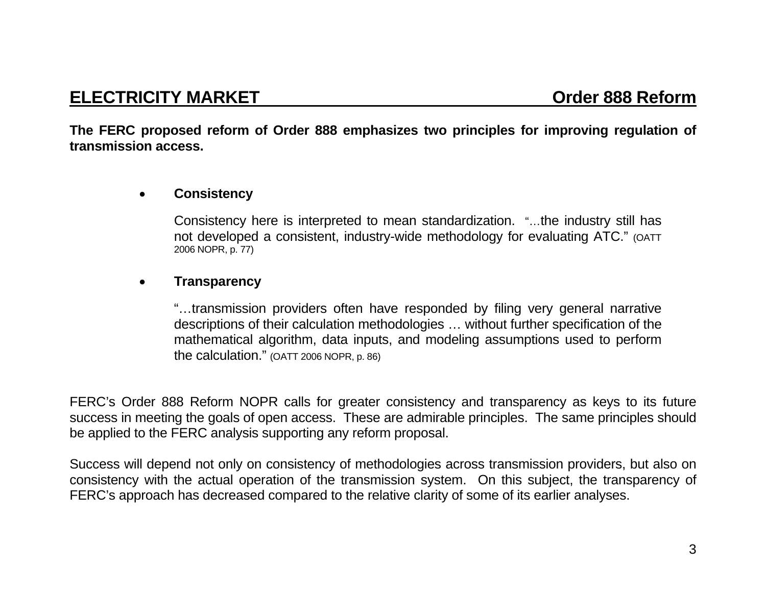## ELECTRICITY MARKET — Order 888 Reform

**The FERC proposed reform of Order 888 emphasizes two principles for improving regulation of transmission access.**

- **Consistency**

  Consistency here is interpreted to mean standardization. "…the industry still has not developed a consistent, industry-wide methodology for evaluating ATC." (OATT 2006 NOPR, p. 77)

- **Transparency**

  "…transmission providers often have responded by filing very general narrative descriptions of their calculation methodologies … without further specification of the mathematical algorithm, data inputs, and modeling assumptions used to perform the calculation." (OATT 2006 NOPR, p. 86)

FERC's Order 888 Reform NOPR calls for greater consistency and transparency as keys to its future success in meeting the goals of open access. These are admirable principles. The same principles should be applied to the FERC analysis supporting any reform proposal.

Success will depend not only on consistency of methodologies across transmission providers, but also on consistency with the actual operation of the transmission system. On this subject, the transparency of FERC's approach has decreased compared to the relative clarity of some of its earlier analyses.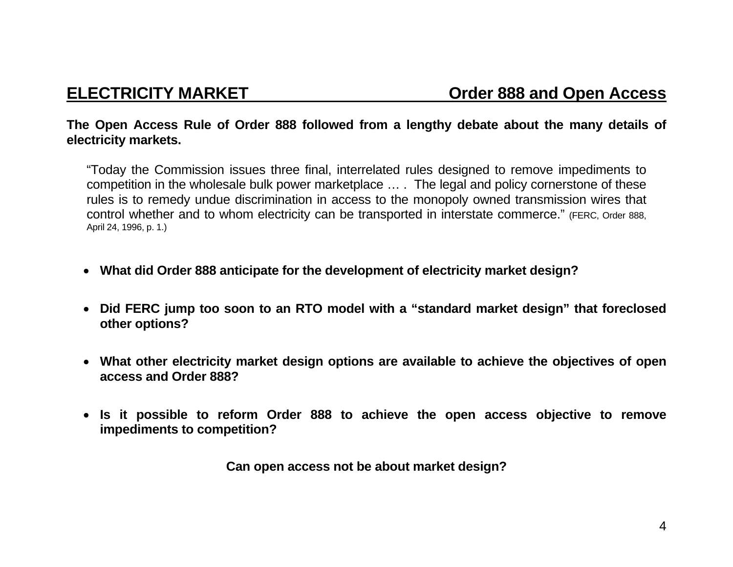## ELECTRICITY MARKET — Order 888 and Open Access

**The Open Access Rule of Order 888 followed from a lengthy debate about the many details of electricity markets.**

> "Today the Commission issues three final, interrelated rules designed to remove impediments to competition in the wholesale bulk power marketplace … . The legal and policy cornerstone of these rules is to remedy undue discrimination in access to the monopoly owned transmission wires that control whether and to whom electricity can be transported in interstate commerce." (FERC, Order 888, April 24, 1996, p. 1.)

- **What did Order 888 anticipate for the development of electricity market design?**
- **Did FERC jump too soon to an RTO model with a "standard market design" that foreclosed other options?**
- **What other electricity market design options are available to achieve the objectives of open access and Order 888?**
- **Is it possible to reform Order 888 to achieve the open access objective to remove impediments to competition?**

**Can open access not be about market design?**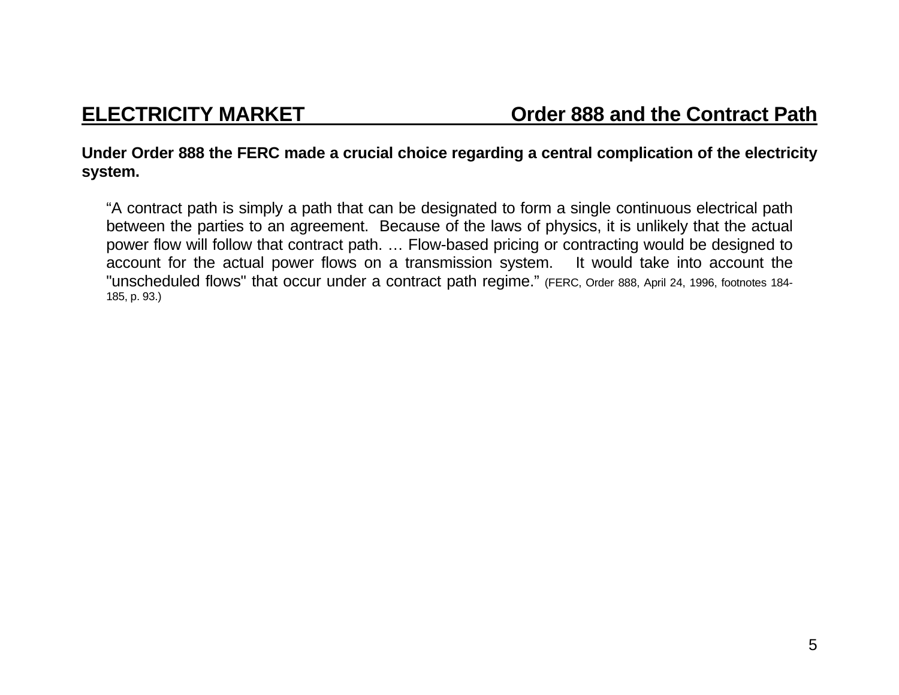## ELECTRICITY MARKET — Order 888 and the Contract Path

**Under Order 888 the FERC made a crucial choice regarding a central complication of the electricity system.**

> "A contract path is simply a path that can be designated to form a single continuous electrical path between the parties to an agreement. Because of the laws of physics, it is unlikely that the actual power flow will follow that contract path. … Flow-based pricing or contracting would be designed to account for the actual power flows on a transmission system. It would take into account the "unscheduled flows" that occur under a contract path regime." (FERC, Order 888, April 24, 1996, footnotes 184-185, p. 93.)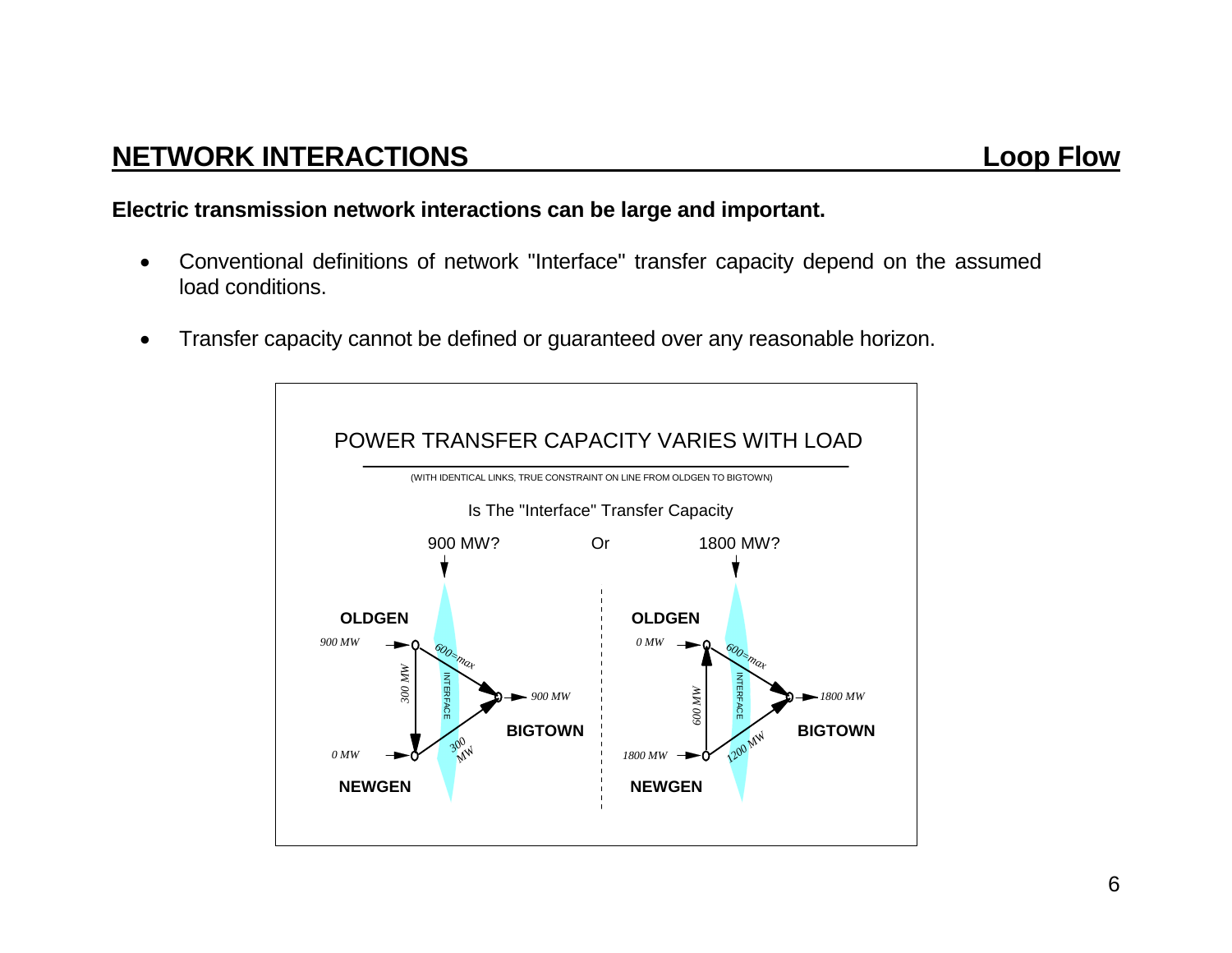## NETWORK INTERACTIONS — Loop Flow

**Electric transmission network interactions can be large and important.**

- Conventional definitions of network "Interface" transfer capacity depend on the assumed load conditions.
- Transfer capacity cannot be defined or guaranteed over any reasonable horizon.

POWER TRANSFER CAPACITY VARIES WITH LOAD

(WITH IDENTICAL LINKS, TRUE CONSTRAINT ON LINE FROM OLDGEN TO BIGTOWN)

Is The "Interface" Transfer Capacity

900 MW? Or 1800 MW?

| Case | OLDGEN injection | NEWGEN injection | BIGTOWN load | OLDGEN–BIGTOWN | OLDGEN–NEWGEN | NEWGEN–BIGTOWN |
|---|---|---|---|---|---|---|
| 900 MW? | 900 MW | 0 MW | 900 MW | 600=max | 300 MW | 300 MW |
| 1800 MW? | 0 MW | 1800 MW | 1800 MW | 600=max | 600 MW | 1200 MW |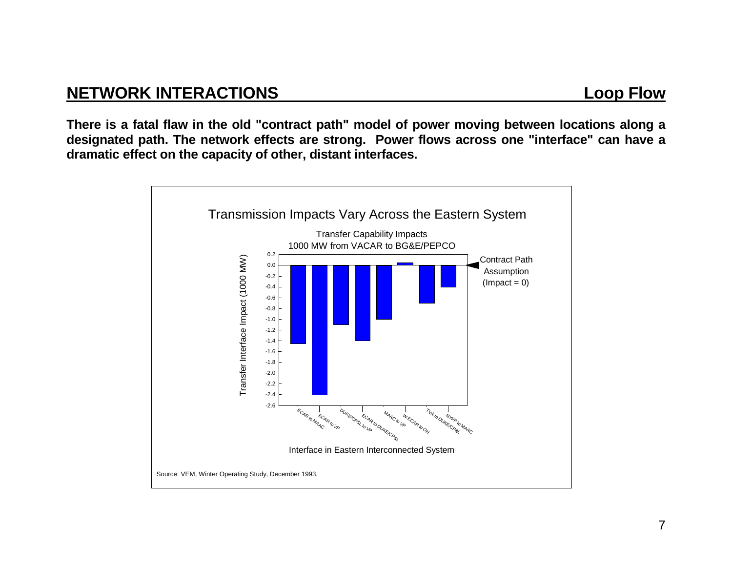## NETWORK INTERACTIONS — Loop Flow

**There is a fatal flaw in the old "contract path" model of power moving between locations along a designated path. The network effects are strong. Power flows across one "interface" can have a dramatic effect on the capacity of other, distant interfaces.**

Transmission Impacts Vary Across the Eastern System

Transfer Capability Impacts
1000 MW from VACAR to BG&E/PEPCO

| Interface in Eastern Interconnected System | Transfer Interface Impact (1000 MW) |
|---|---|
| ECAR to MAAC | -1.45 |
| ECAR to VP | -2.4 |
| DUKE/CP&L to VP | -1.1 |
| ECAR to DUKE/CP&L | -1.4 |
| MAAC to VP | -1.0 |
| W.ECAR to OH | 0.05 |
| TVA to DUKE/CP&L | -0.7 |
| NYPP to MAAC | -0.4 |

Contract Path Assumption (Impact = 0)

Source: VEM, Winter Operating Study, December 1993.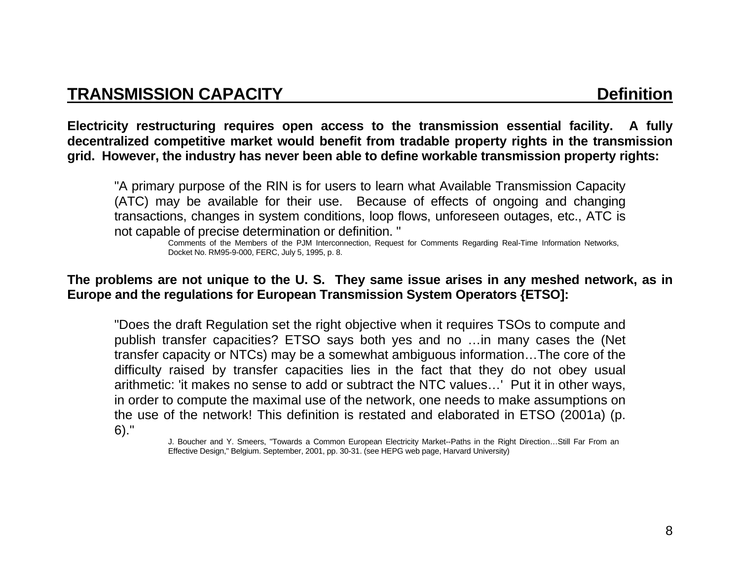## TRANSMISSION CAPACITY — Definition

**Electricity restructuring requires open access to the transmission essential facility. A fully decentralized competitive market would benefit from tradable property rights in the transmission grid. However, the industry has never been able to define workable transmission property rights:**

> "A primary purpose of the RIN is for users to learn what Available Transmission Capacity (ATC) may be available for their use. Because of effects of ongoing and changing transactions, changes in system conditions, loop flows, unforeseen outages, etc., ATC is not capable of precise determination or definition. "
>
> Comments of the Members of the PJM Interconnection, Request for Comments Regarding Real-Time Information Networks, Docket No. RM95-9-000, FERC, July 5, 1995, p. 8.

**The problems are not unique to the U. S. They same issue arises in any meshed network, as in Europe and the regulations for European Transmission System Operators {ETSO]:**

> "Does the draft Regulation set the right objective when it requires TSOs to compute and publish transfer capacities? ETSO says both yes and no …in many cases the (Net transfer capacity or NTCs) may be a somewhat ambiguous information…The core of the difficulty raised by transfer capacities lies in the fact that they do not obey usual arithmetic: 'it makes no sense to add or subtract the NTC values…' Put it in other ways, in order to compute the maximal use of the network, one needs to make assumptions on the use of the network! This definition is restated and elaborated in ETSO (2001a) (p. 6)."
>
> J. Boucher and Y. Smeers, "Towards a Common European Electricity Market--Paths in the Right Direction…Still Far From an Effective Design," Belgium. September, 2001, pp. 30-31. (see HEPG web page, Harvard University)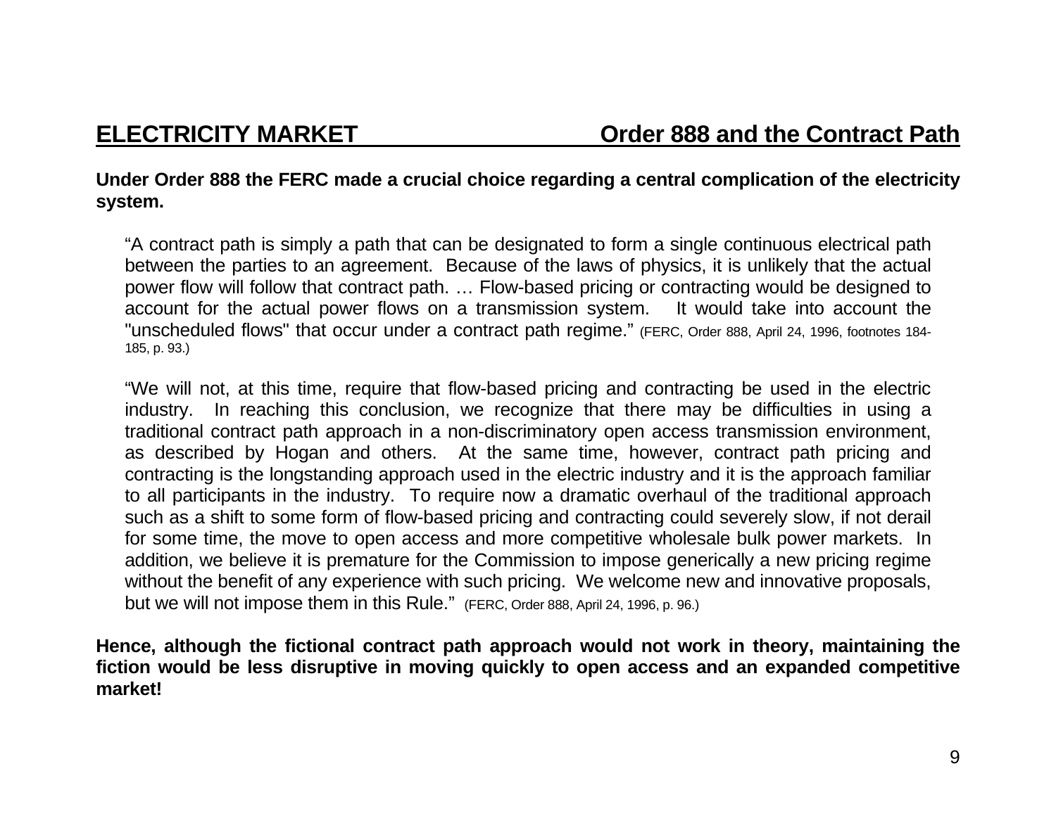## ELECTRICITY MARKET — Order 888 and the Contract Path

**Under Order 888 the FERC made a crucial choice regarding a central complication of the electricity system.**

> "A contract path is simply a path that can be designated to form a single continuous electrical path between the parties to an agreement. Because of the laws of physics, it is unlikely that the actual power flow will follow that contract path. … Flow-based pricing or contracting would be designed to account for the actual power flows on a transmission system. It would take into account the "unscheduled flows" that occur under a contract path regime." (FERC, Order 888, April 24, 1996, footnotes 184-185, p. 93.)

> "We will not, at this time, require that flow-based pricing and contracting be used in the electric industry. In reaching this conclusion, we recognize that there may be difficulties in using a traditional contract path approach in a non-discriminatory open access transmission environment, as described by Hogan and others. At the same time, however, contract path pricing and contracting is the longstanding approach used in the electric industry and it is the approach familiar to all participants in the industry. To require now a dramatic overhaul of the traditional approach such as a shift to some form of flow-based pricing and contracting could severely slow, if not derail for some time, the move to open access and more competitive wholesale bulk power markets. In addition, we believe it is premature for the Commission to impose generically a new pricing regime without the benefit of any experience with such pricing. We welcome new and innovative proposals, but we will not impose them in this Rule." (FERC, Order 888, April 24, 1996, p. 96.)

**Hence, although the fictional contract path approach would not work in theory, maintaining the fiction would be less disruptive in moving quickly to open access and an expanded competitive market!**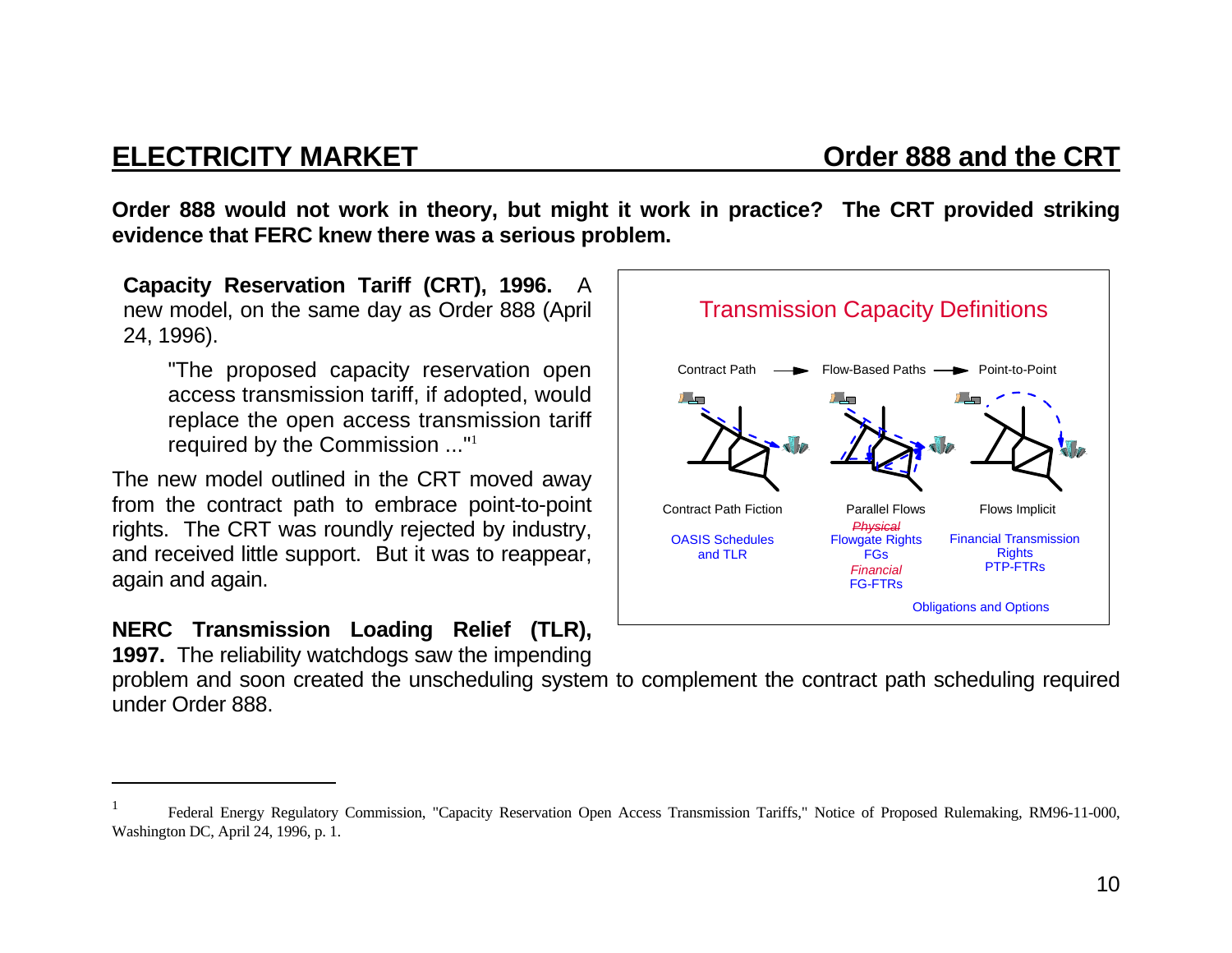## ELECTRICITY MARKET — Order 888 and the CRT

**Order 888 would not work in theory, but might it work in practice? The CRT provided striking evidence that FERC knew there was a serious problem.**

**Capacity Reservation Tariff (CRT), 1996.** A new model, on the same day as Order 888 (April 24, 1996).

> "The proposed capacity reservation open access transmission tariff, if adopted, would replace the open access transmission tariff required by the Commission ..."[1]

The new model outlined in the CRT moved away from the contract path to embrace point-to-point rights. The CRT was roundly rejected by industry, and received little support. But it was to reappear, again and again.

**Transmission Capacity Definitions**

Contract Path → Flow-Based Paths → Point-to-Point

| Contract Path Fiction | Parallel Flows | Flows Implicit |
|---|---|---|
| OASIS Schedules and TLR | ~~*Physical*~~ Flowgate Rights FGs *Financial* FG-FTRs | Financial Transmission Rights PTP-FTRs |

Obligations and Options

**NERC Transmission Loading Relief (TLR), 1997.** The reliability watchdogs saw the impending problem and soon created the unscheduling system to complement the contract path scheduling required under Order 888.

---

[1] Federal Energy Regulatory Commission, "Capacity Reservation Open Access Transmission Tariffs," Notice of Proposed Rulemaking, RM96-11-000, Washington DC, April 24, 1996, p. 1.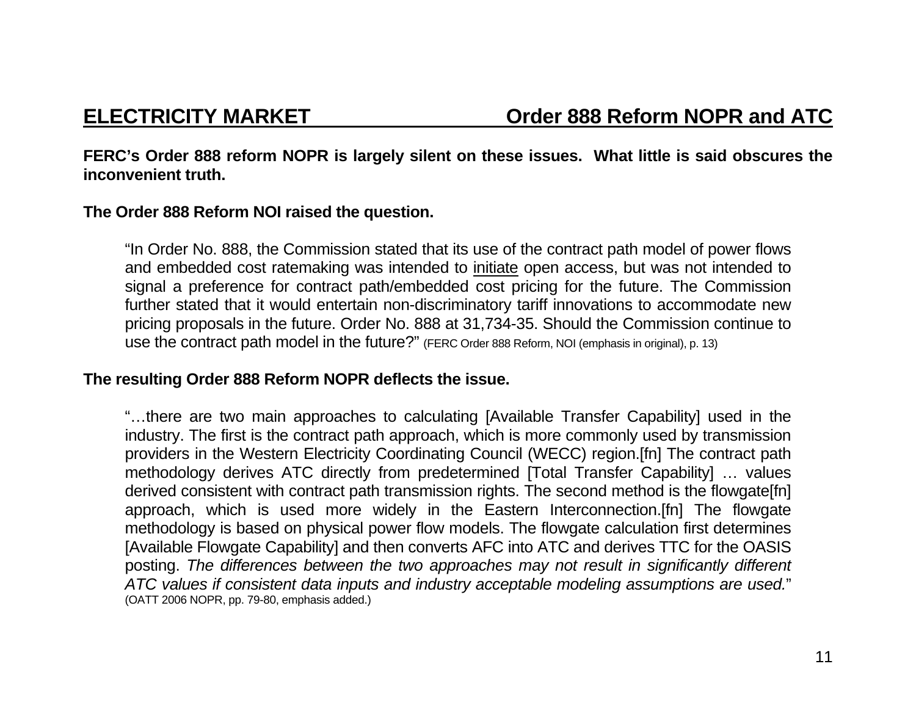## ELECTRICITY MARKET — Order 888 Reform NOPR and ATC

**FERC's Order 888 reform NOPR is largely silent on these issues. What little is said obscures the inconvenient truth.**

**The Order 888 Reform NOI raised the question.**

> "In Order No. 888, the Commission stated that its use of the contract path model of power flows and embedded cost ratemaking was intended to <u>initiate</u> open access, but was not intended to signal a preference for contract path/embedded cost pricing for the future. The Commission further stated that it would entertain non-discriminatory tariff innovations to accommodate new pricing proposals in the future. Order No. 888 at 31,734-35. Should the Commission continue to use the contract path model in the future?" (FERC Order 888 Reform, NOI (emphasis in original), p. 13)

**The resulting Order 888 Reform NOPR deflects the issue.**

> "…there are two main approaches to calculating [Available Transfer Capability] used in the industry. The first is the contract path approach, which is more commonly used by transmission providers in the Western Electricity Coordinating Council (WECC) region.[fn] The contract path methodology derives ATC directly from predetermined [Total Transfer Capability] … values derived consistent with contract path transmission rights. The second method is the flowgate[fn] approach, which is used more widely in the Eastern Interconnection.[fn] The flowgate methodology is based on physical power flow models. The flowgate calculation first determines [Available Flowgate Capability] and then converts AFC into ATC and derives TTC for the OASIS posting. *The differences between the two approaches may not result in significantly different ATC values if consistent data inputs and industry acceptable modeling assumptions are used.*" (OATT 2006 NOPR, pp. 79-80, emphasis added.)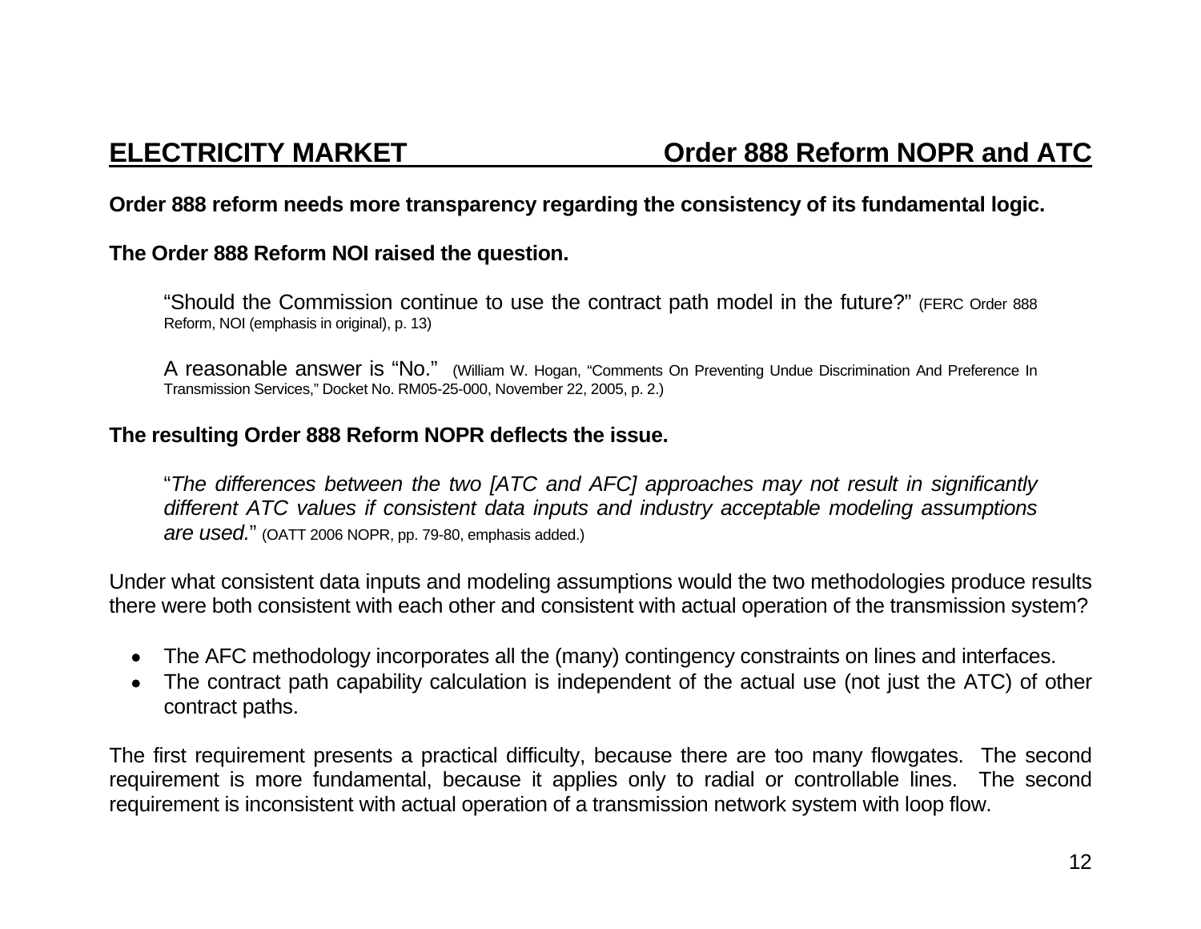## ELECTRICITY MARKET — Order 888 Reform NOPR and ATC

**Order 888 reform needs more transparency regarding the consistency of its fundamental logic.**

**The Order 888 Reform NOI raised the question.**

> "Should the Commission continue to use the contract path model in the future?" (FERC Order 888 Reform, NOI (emphasis in original), p. 13)
>
> A reasonable answer is "No." (William W. Hogan, "Comments On Preventing Undue Discrimination And Preference In Transmission Services," Docket No. RM05-25-000, November 22, 2005, p. 2.)

**The resulting Order 888 Reform NOPR deflects the issue.**

> "*The differences between the two [ATC and AFC] approaches may not result in significantly different ATC values if consistent data inputs and industry acceptable modeling assumptions are used.*" (OATT 2006 NOPR, pp. 79-80, emphasis added.)

Under what consistent data inputs and modeling assumptions would the two methodologies produce results there were both consistent with each other and consistent with actual operation of the transmission system?

- The AFC methodology incorporates all the (many) contingency constraints on lines and interfaces.
- The contract path capability calculation is independent of the actual use (not just the ATC) of other contract paths.

The first requirement presents a practical difficulty, because there are too many flowgates. The second requirement is more fundamental, because it applies only to radial or controllable lines. The second requirement is inconsistent with actual operation of a transmission network system with loop flow.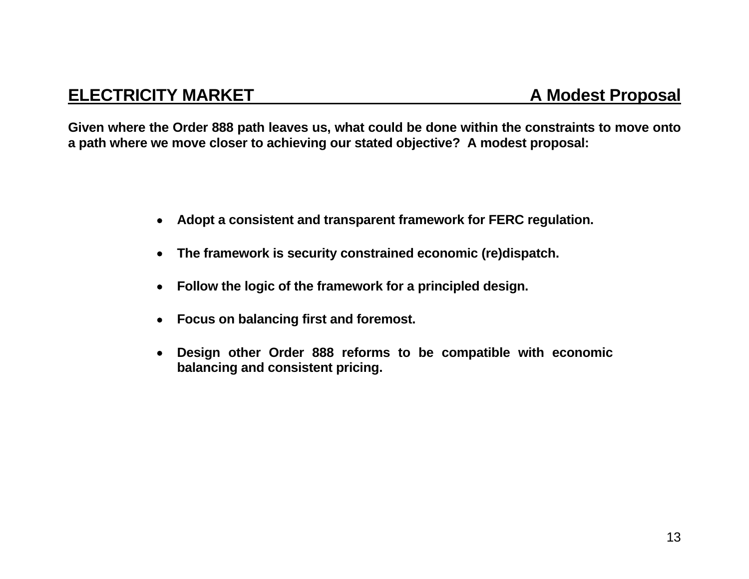## ELECTRICITY MARKET — A Modest Proposal

**Given where the Order 888 path leaves us, what could be done within the constraints to move onto a path where we move closer to achieving our stated objective? A modest proposal:**

- **Adopt a consistent and transparent framework for FERC regulation.**
- **The framework is security constrained economic (re)dispatch.**
- **Follow the logic of the framework for a principled design.**
- **Focus on balancing first and foremost.**
- **Design other Order 888 reforms to be compatible with economic balancing and consistent pricing.**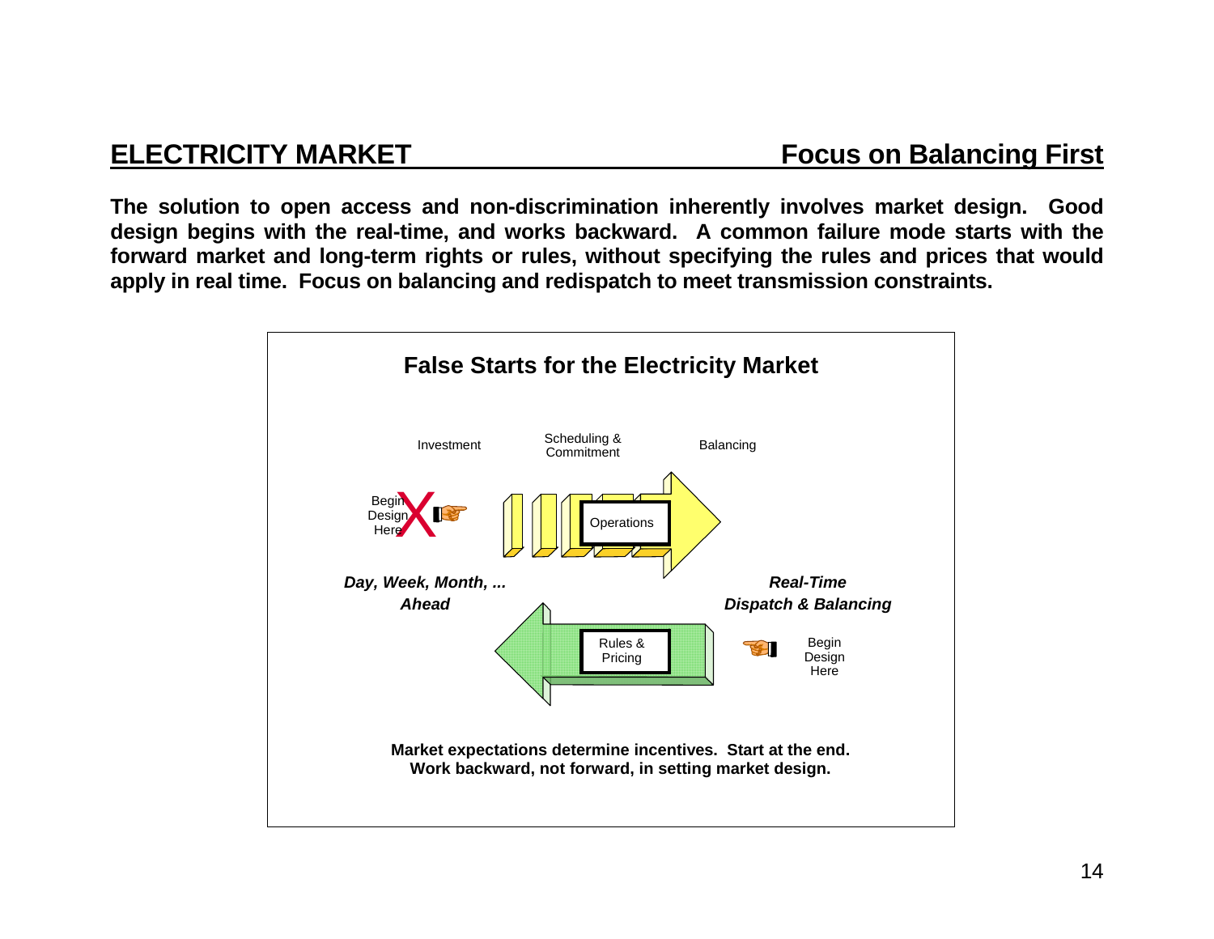## ELECTRICITY MARKET — Focus on Balancing First

**The solution to open access and non-discrimination inherently involves market design. Good design begins with the real-time, and works backward. A common failure mode starts with the forward market and long-term rights or rules, without specifying the rules and prices that would apply in real time. Focus on balancing and redispatch to meet transmission constraints.**

### False Starts for the Electricity Market

Investment — Scheduling & Commitment — Balancing

Begin Design Here ✗

Operations

***Day, Week, Month, ... Ahead***

***Real-Time Dispatch & Balancing***

Rules & Pricing

Begin Design Here

**Market expectations determine incentives. Start at the end. Work backward, not forward, in setting market design.**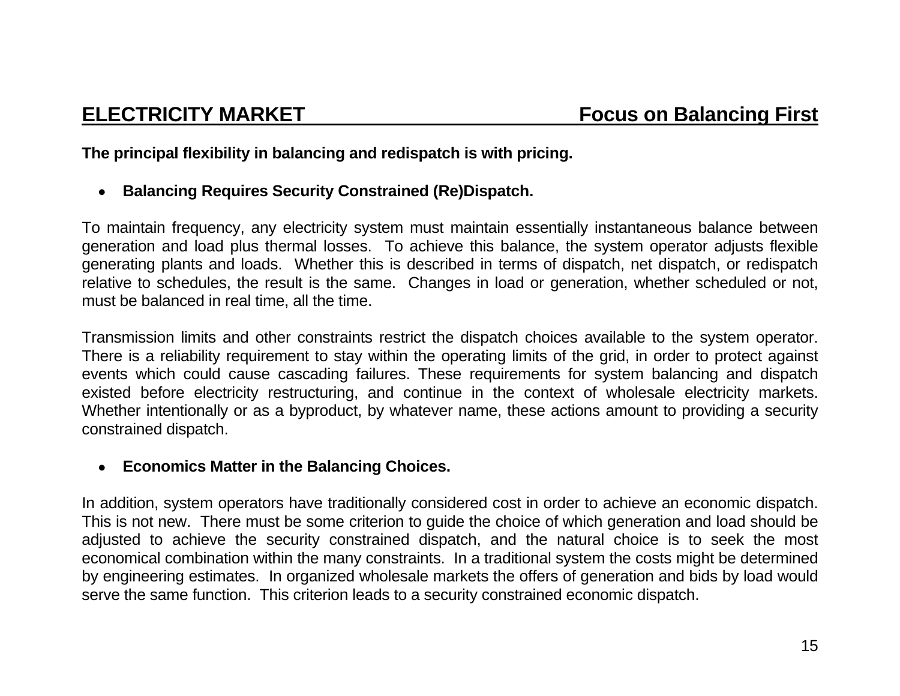## ELECTRICITY MARKET — Focus on Balancing First

**The principal flexibility in balancing and redispatch is with pricing.**

- **Balancing Requires Security Constrained (Re)Dispatch.**

To maintain frequency, any electricity system must maintain essentially instantaneous balance between generation and load plus thermal losses. To achieve this balance, the system operator adjusts flexible generating plants and loads. Whether this is described in terms of dispatch, net dispatch, or redispatch relative to schedules, the result is the same. Changes in load or generation, whether scheduled or not, must be balanced in real time, all the time.

Transmission limits and other constraints restrict the dispatch choices available to the system operator. There is a reliability requirement to stay within the operating limits of the grid, in order to protect against events which could cause cascading failures. These requirements for system balancing and dispatch existed before electricity restructuring, and continue in the context of wholesale electricity markets. Whether intentionally or as a byproduct, by whatever name, these actions amount to providing a security constrained dispatch.

- **Economics Matter in the Balancing Choices.**

In addition, system operators have traditionally considered cost in order to achieve an economic dispatch. This is not new. There must be some criterion to guide the choice of which generation and load should be adjusted to achieve the security constrained dispatch, and the natural choice is to seek the most economical combination within the many constraints. In a traditional system the costs might be determined by engineering estimates. In organized wholesale markets the offers of generation and bids by load would serve the same function. This criterion leads to a security constrained economic dispatch.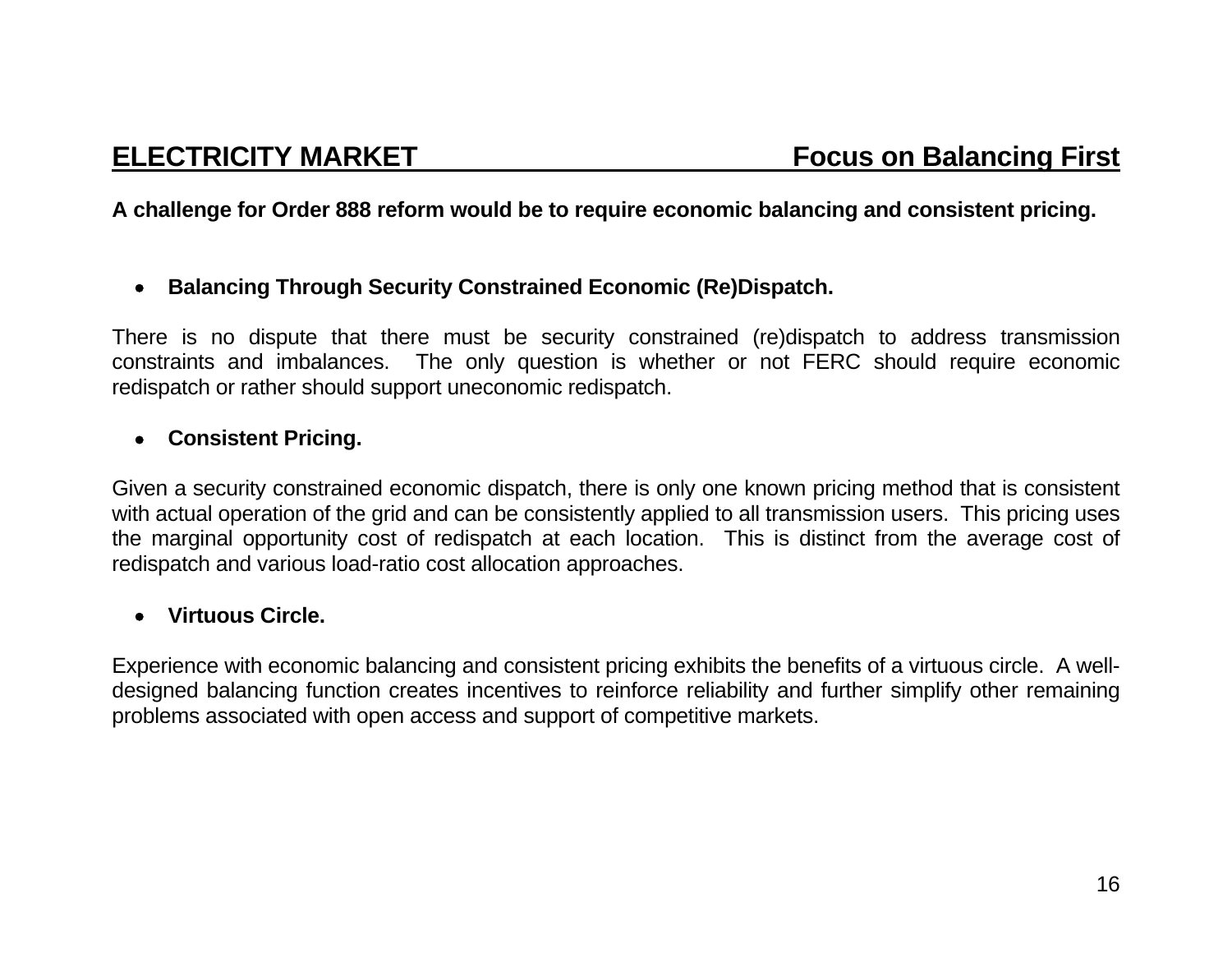## ELECTRICITY MARKET — Focus on Balancing First

**A challenge for Order 888 reform would be to require economic balancing and consistent pricing.**

- **Balancing Through Security Constrained Economic (Re)Dispatch.**

There is no dispute that there must be security constrained (re)dispatch to address transmission constraints and imbalances. The only question is whether or not FERC should require economic redispatch or rather should support uneconomic redispatch.

- **Consistent Pricing.**

Given a security constrained economic dispatch, there is only one known pricing method that is consistent with actual operation of the grid and can be consistently applied to all transmission users. This pricing uses the marginal opportunity cost of redispatch at each location. This is distinct from the average cost of redispatch and various load-ratio cost allocation approaches.

- **Virtuous Circle.**

Experience with economic balancing and consistent pricing exhibits the benefits of a virtuous circle. A well-designed balancing function creates incentives to reinforce reliability and further simplify other remaining problems associated with open access and support of competitive markets.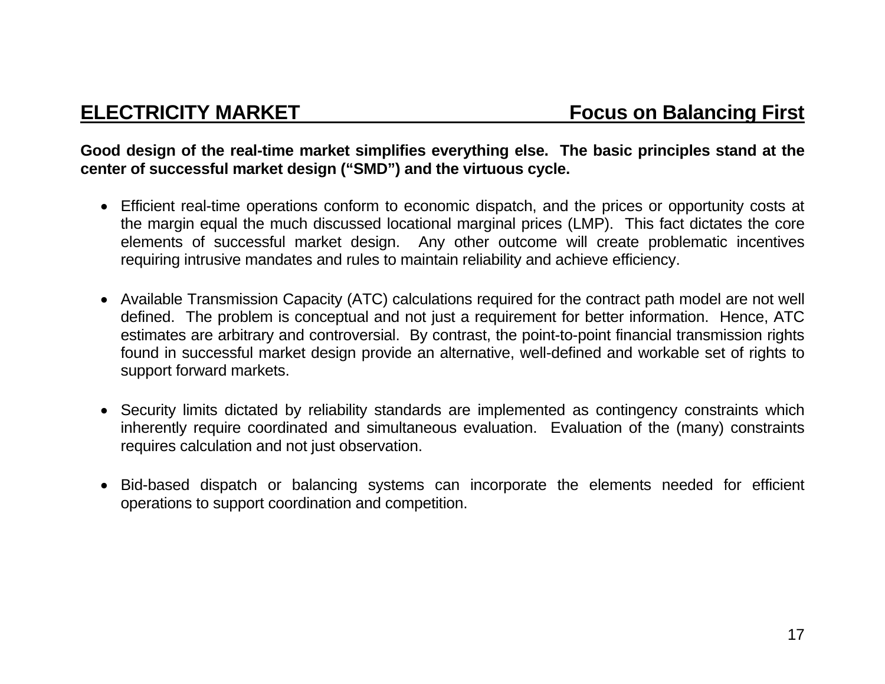## ELECTRICITY MARKET — Focus on Balancing First

**Good design of the real-time market simplifies everything else. The basic principles stand at the center of successful market design ("SMD") and the virtuous cycle.**

- Efficient real-time operations conform to economic dispatch, and the prices or opportunity costs at the margin equal the much discussed locational marginal prices (LMP). This fact dictates the core elements of successful market design. Any other outcome will create problematic incentives requiring intrusive mandates and rules to maintain reliability and achieve efficiency.

- Available Transmission Capacity (ATC) calculations required for the contract path model are not well defined. The problem is conceptual and not just a requirement for better information. Hence, ATC estimates are arbitrary and controversial. By contrast, the point-to-point financial transmission rights found in successful market design provide an alternative, well-defined and workable set of rights to support forward markets.

- Security limits dictated by reliability standards are implemented as contingency constraints which inherently require coordinated and simultaneous evaluation. Evaluation of the (many) constraints requires calculation and not just observation.

- Bid-based dispatch or balancing systems can incorporate the elements needed for efficient operations to support coordination and competition.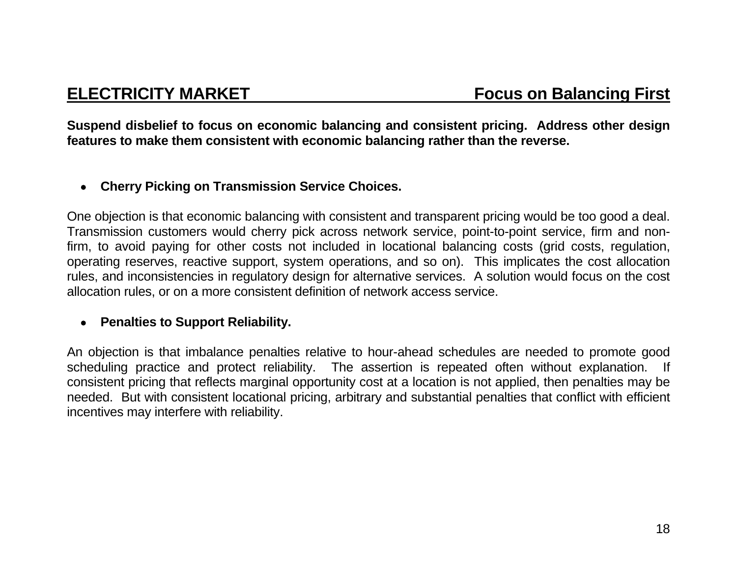## ELECTRICITY MARKET — Focus on Balancing First

**Suspend disbelief to focus on economic balancing and consistent pricing. Address other design features to make them consistent with economic balancing rather than the reverse.**

- **Cherry Picking on Transmission Service Choices.**

One objection is that economic balancing with consistent and transparent pricing would be too good a deal. Transmission customers would cherry pick across network service, point-to-point service, firm and non-firm, to avoid paying for other costs not included in locational balancing costs (grid costs, regulation, operating reserves, reactive support, system operations, and so on). This implicates the cost allocation rules, and inconsistencies in regulatory design for alternative services. A solution would focus on the cost allocation rules, or on a more consistent definition of network access service.

- **Penalties to Support Reliability.**

An objection is that imbalance penalties relative to hour-ahead schedules are needed to promote good scheduling practice and protect reliability. The assertion is repeated often without explanation. If consistent pricing that reflects marginal opportunity cost at a location is not applied, then penalties may be needed. But with consistent locational pricing, arbitrary and substantial penalties that conflict with efficient incentives may interfere with reliability.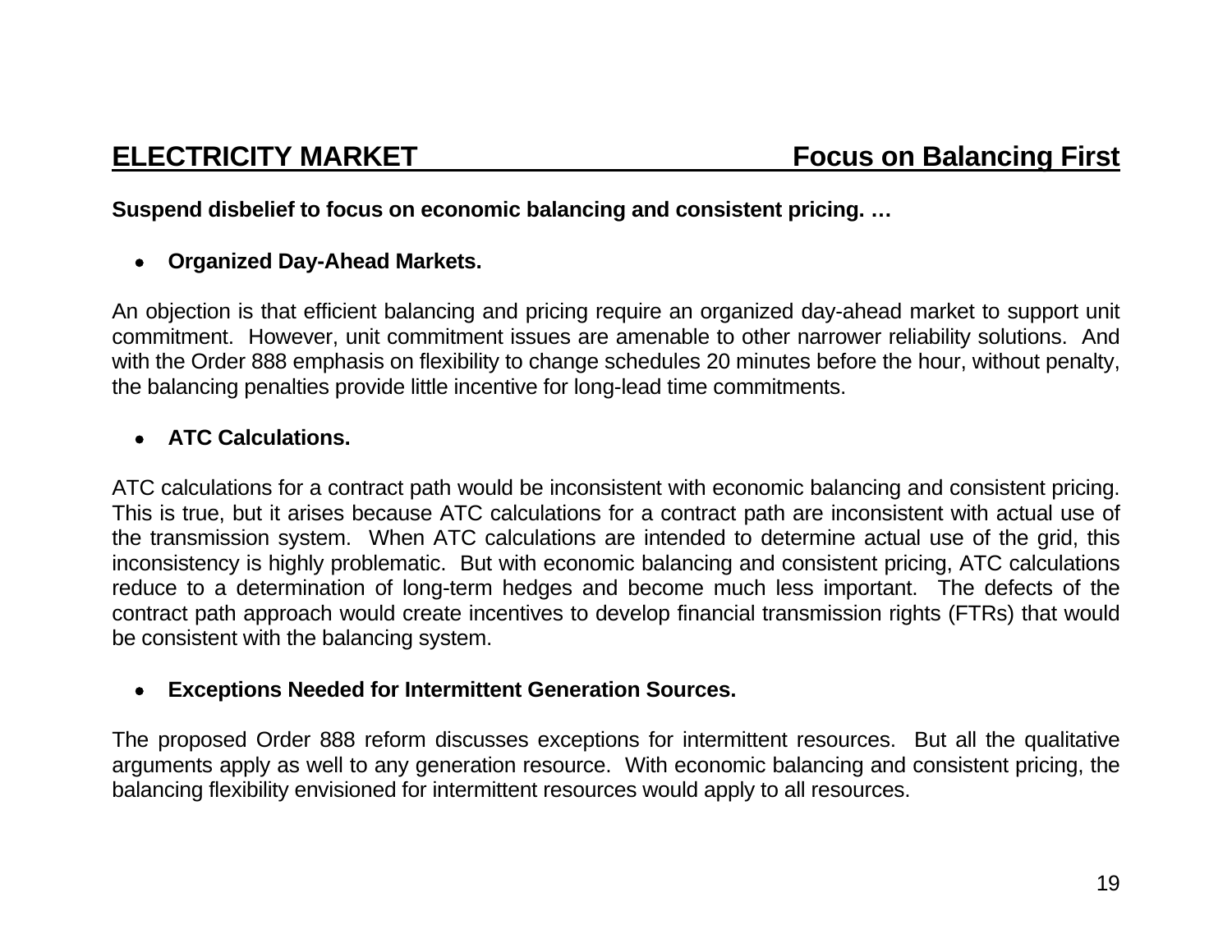## ELECTRICITY MARKET — Focus on Balancing First

**Suspend disbelief to focus on economic balancing and consistent pricing. …**

- **Organized Day-Ahead Markets.**

An objection is that efficient balancing and pricing require an organized day-ahead market to support unit commitment. However, unit commitment issues are amenable to other narrower reliability solutions. And with the Order 888 emphasis on flexibility to change schedules 20 minutes before the hour, without penalty, the balancing penalties provide little incentive for long-lead time commitments.

- **ATC Calculations.**

ATC calculations for a contract path would be inconsistent with economic balancing and consistent pricing. This is true, but it arises because ATC calculations for a contract path are inconsistent with actual use of the transmission system. When ATC calculations are intended to determine actual use of the grid, this inconsistency is highly problematic. But with economic balancing and consistent pricing, ATC calculations reduce to a determination of long-term hedges and become much less important. The defects of the contract path approach would create incentives to develop financial transmission rights (FTRs) that would be consistent with the balancing system.

- **Exceptions Needed for Intermittent Generation Sources.**

The proposed Order 888 reform discusses exceptions for intermittent resources. But all the qualitative arguments apply as well to any generation resource. With economic balancing and consistent pricing, the balancing flexibility envisioned for intermittent resources would apply to all resources.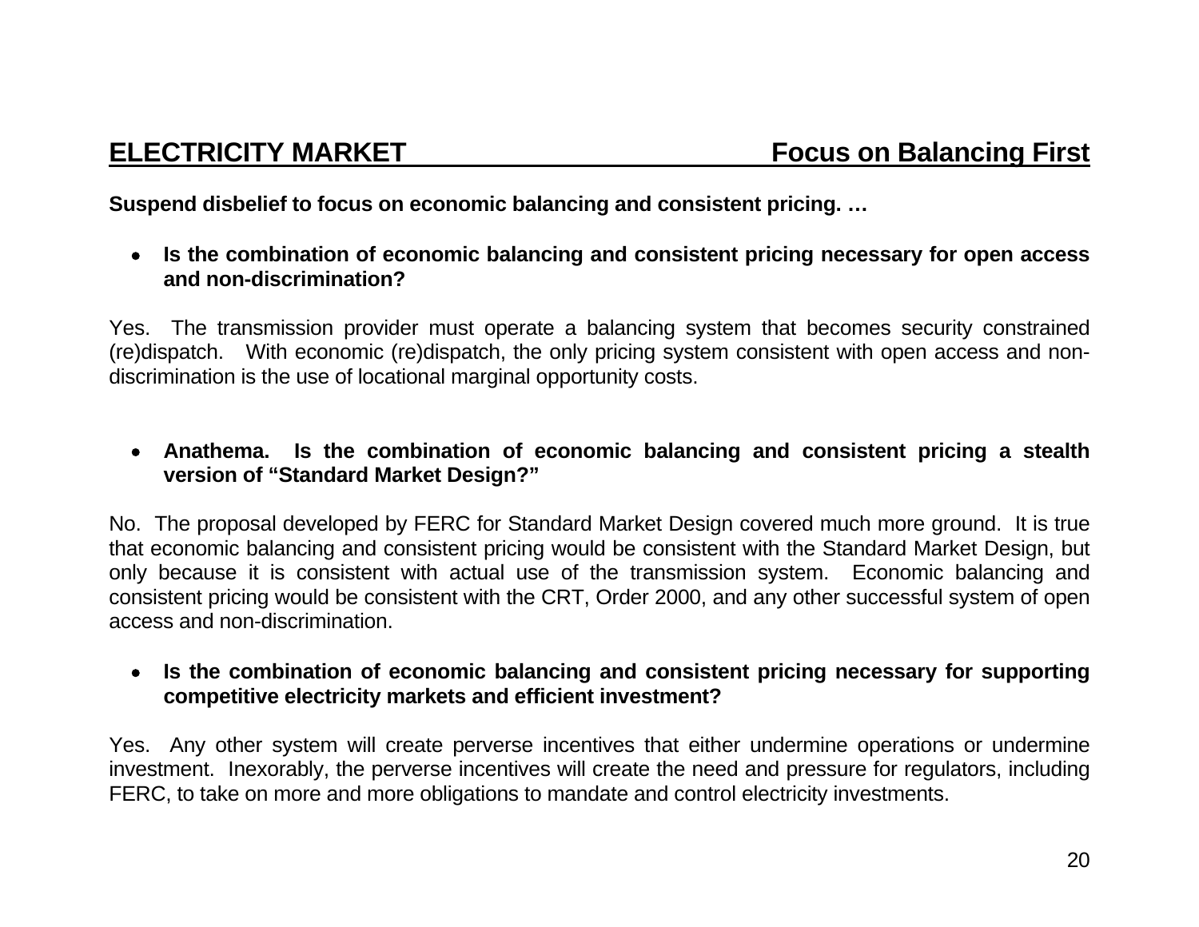## ELECTRICITY MARKET — Focus on Balancing First

**Suspend disbelief to focus on economic balancing and consistent pricing. …**

- **Is the combination of economic balancing and consistent pricing necessary for open access and non-discrimination?**

Yes. The transmission provider must operate a balancing system that becomes security constrained (re)dispatch. With economic (re)dispatch, the only pricing system consistent with open access and non-discrimination is the use of locational marginal opportunity costs.

- **Anathema. Is the combination of economic balancing and consistent pricing a stealth version of "Standard Market Design?"**

No. The proposal developed by FERC for Standard Market Design covered much more ground. It is true that economic balancing and consistent pricing would be consistent with the Standard Market Design, but only because it is consistent with actual use of the transmission system. Economic balancing and consistent pricing would be consistent with the CRT, Order 2000, and any other successful system of open access and non-discrimination.

- **Is the combination of economic balancing and consistent pricing necessary for supporting competitive electricity markets and efficient investment?**

Yes. Any other system will create perverse incentives that either undermine operations or undermine investment. Inexorably, the perverse incentives will create the need and pressure for regulators, including FERC, to take on more and more obligations to mandate and control electricity investments.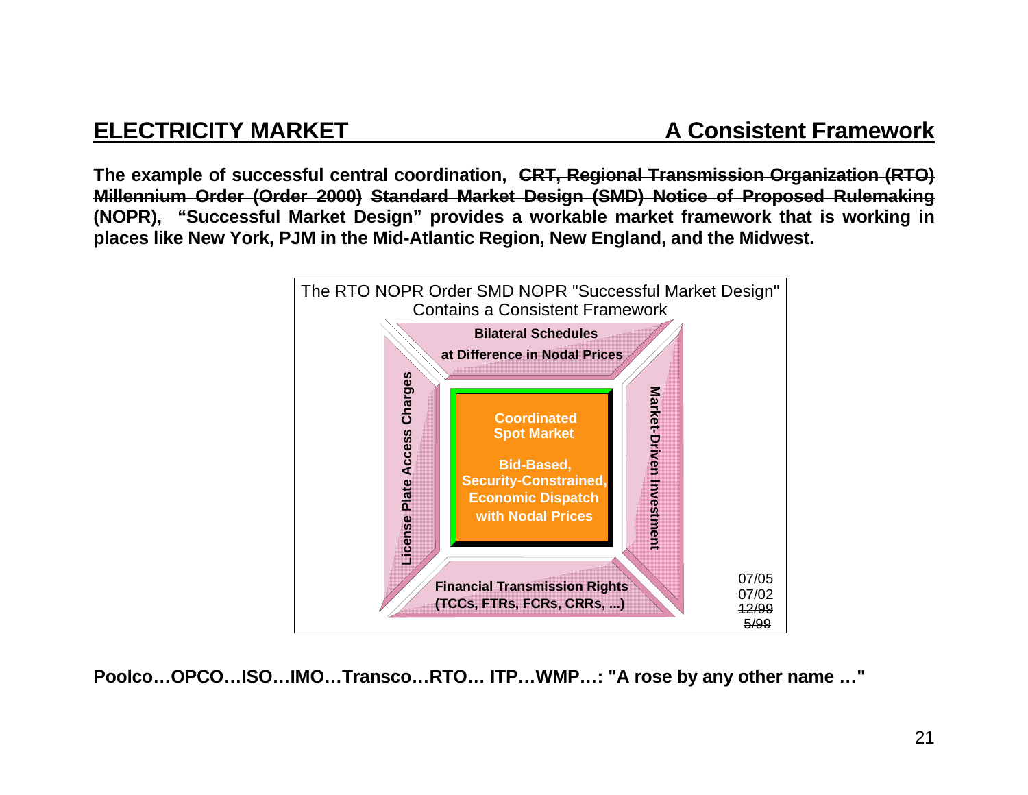## ELECTRICITY MARKET — A Consistent Framework

**The example of successful central coordination, ~~CRT, Regional Transmission Organization (RTO) Millennium Order (Order 2000) Standard Market Design (SMD) Notice of Proposed Rulemaking (NOPR),~~ "Successful Market Design" provides a workable market framework that is working in places like New York, PJM in the Mid-Atlantic Region, New England, and the Midwest.**

The ~~RTO NOPR~~ ~~Order~~ ~~SMD NOPR~~ "Successful Market Design" Contains a Consistent Framework

- **Bilateral Schedules at Difference in Nodal Prices**
- **License Plate Access Charges**
- **Coordinated Spot Market** — **Bid-Based, Security-Constrained, Economic Dispatch with Nodal Prices**
- **Market-Driven Investment**
- **Financial Transmission Rights (TCCs, FTRs, FCRs, CRRs, ...)**

07/05
~~07/02~~
~~12/99~~
~~5/99~~

**Poolco…OPCO…ISO…IMO…Transco…RTO… ITP…WMP…: "A rose by any other name …"**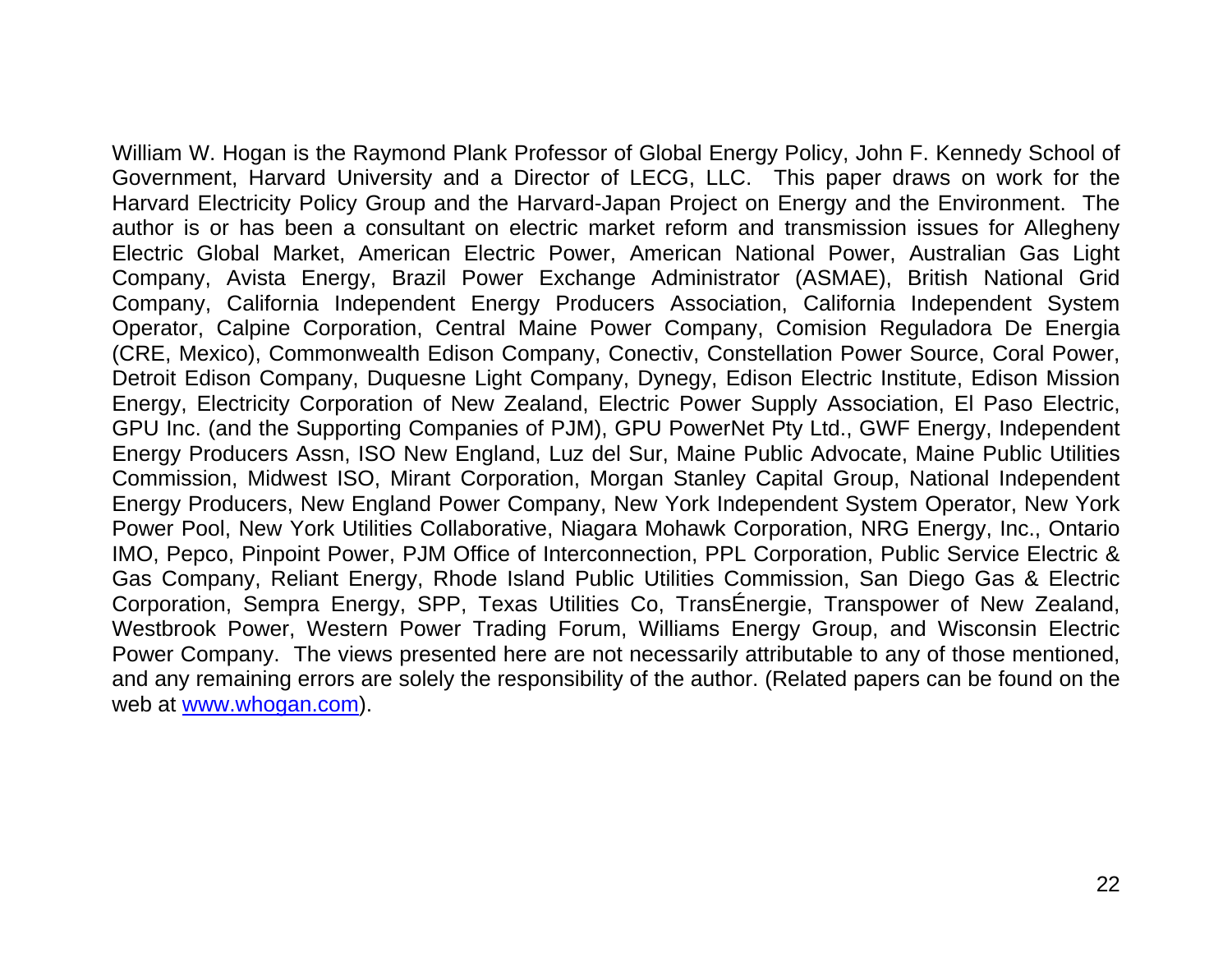William W. Hogan is the Raymond Plank Professor of Global Energy Policy, John F. Kennedy School of Government, Harvard University and a Director of LECG, LLC. This paper draws on work for the Harvard Electricity Policy Group and the Harvard-Japan Project on Energy and the Environment. The author is or has been a consultant on electric market reform and transmission issues for Allegheny Electric Global Market, American Electric Power, American National Power, Australian Gas Light Company, Avista Energy, Brazil Power Exchange Administrator (ASMAE), British National Grid Company, California Independent Energy Producers Association, California Independent System Operator, Calpine Corporation, Central Maine Power Company, Comision Reguladora De Energia (CRE, Mexico), Commonwealth Edison Company, Conectiv, Constellation Power Source, Coral Power, Detroit Edison Company, Duquesne Light Company, Dynegy, Edison Electric Institute, Edison Mission Energy, Electricity Corporation of New Zealand, Electric Power Supply Association, El Paso Electric, GPU Inc. (and the Supporting Companies of PJM), GPU PowerNet Pty Ltd., GWF Energy, Independent Energy Producers Assn, ISO New England, Luz del Sur, Maine Public Advocate, Maine Public Utilities Commission, Midwest ISO, Mirant Corporation, Morgan Stanley Capital Group, National Independent Energy Producers, New England Power Company, New York Independent System Operator, New York Power Pool, New York Utilities Collaborative, Niagara Mohawk Corporation, NRG Energy, Inc., Ontario IMO, Pepco, Pinpoint Power, PJM Office of Interconnection, PPL Corporation, Public Service Electric & Gas Company, Reliant Energy, Rhode Island Public Utilities Commission, San Diego Gas & Electric Corporation, Sempra Energy, SPP, Texas Utilities Co, TransÉnergie, Transpower of New Zealand, Westbrook Power, Western Power Trading Forum, Williams Energy Group, and Wisconsin Electric Power Company. The views presented here are not necessarily attributable to any of those mentioned, and any remaining errors are solely the responsibility of the author. (Related papers can be found on the web at www.whogan.com).